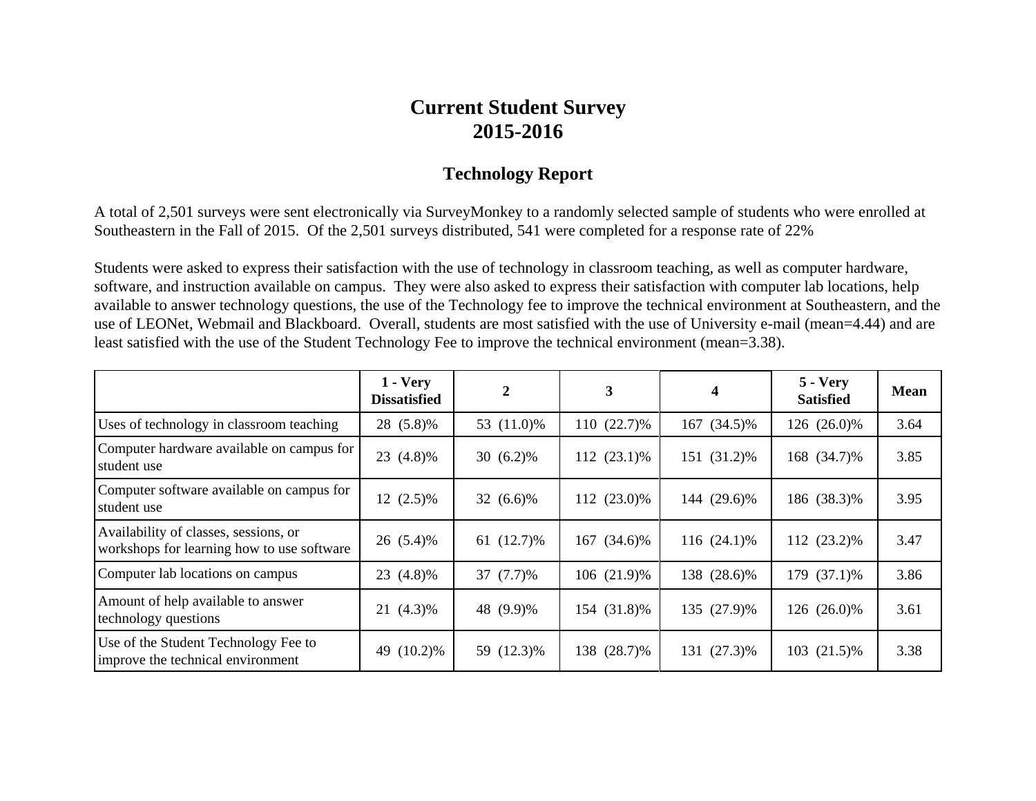# Current Student Survey
# 2015-2016

## Technology Report

A total of 2,501 surveys were sent electronically via SurveyMonkey to a randomly selected sample of students who were enrolled at Southeastern in the Fall of 2015. Of the 2,501 surveys distributed, 541 were completed for a response rate of 22%

Students were asked to express their satisfaction with the use of technology in classroom teaching, as well as computer hardware, software, and instruction available on campus. They were also asked to express their satisfaction with computer lab locations, help available to answer technology questions, the use of the Technology fee to improve the technical environment at Southeastern, and the use of LEONet, Webmail and Blackboard. Overall, students are most satisfied with the use of University e-mail (mean=4.44) and are least satisfied with the use of the Student Technology Fee to improve the technical environment (mean=3.38).

| | 1 - Very Dissatisfied | 2 | 3 | 4 | 5 - Very Satisfied | Mean |
|---|---|---|---|---|---|---|
| Uses of technology in classroom teaching | 28 (5.8)% | 53 (11.0)% | 110 (22.7)% | 167 (34.5)% | 126 (26.0)% | 3.64 |
| Computer hardware available on campus for student use | 23 (4.8)% | 30 (6.2)% | 112 (23.1)% | 151 (31.2)% | 168 (34.7)% | 3.85 |
| Computer software available on campus for student use | 12 (2.5)% | 32 (6.6)% | 112 (23.0)% | 144 (29.6)% | 186 (38.3)% | 3.95 |
| Availability of classes, sessions, or workshops for learning how to use software | 26 (5.4)% | 61 (12.7)% | 167 (34.6)% | 116 (24.1)% | 112 (23.2)% | 3.47 |
| Computer lab locations on campus | 23 (4.8)% | 37 (7.7)% | 106 (21.9)% | 138 (28.6)% | 179 (37.1)% | 3.86 |
| Amount of help available to answer technology questions | 21 (4.3)% | 48 (9.9)% | 154 (31.8)% | 135 (27.9)% | 126 (26.0)% | 3.61 |
| Use of the Student Technology Fee to improve the technical environment | 49 (10.2)% | 59 (12.3)% | 138 (28.7)% | 131 (27.3)% | 103 (21.5)% | 3.38 |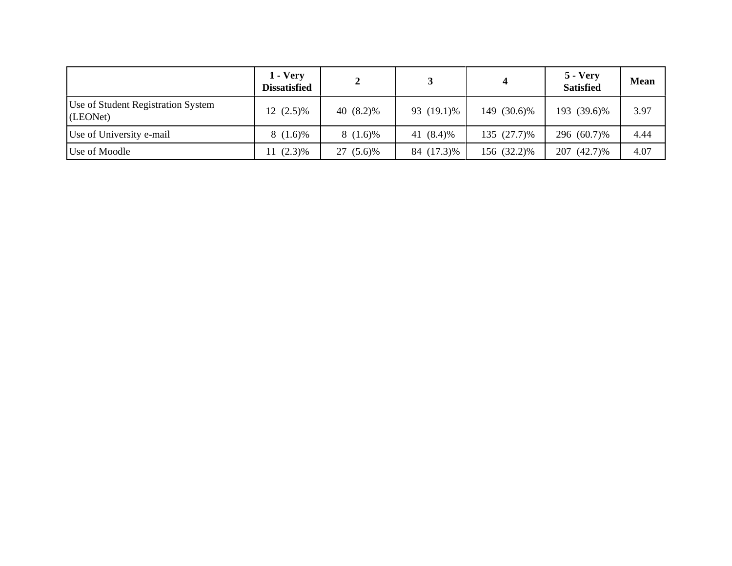| | 1 - Very Dissatisfied | 2 | 3 | 4 | 5 - Very Satisfied | Mean |
|---|---|---|---|---|---|---|
| Use of Student Registration System (LEONet) | 12 (2.5)% | 40 (8.2)% | 93 (19.1)% | 149 (30.6)% | 193 (39.6)% | 3.97 |
| Use of University e-mail | 8 (1.6)% | 8 (1.6)% | 41 (8.4)% | 135 (27.7)% | 296 (60.7)% | 4.44 |
| Use of Moodle | 11 (2.3)% | 27 (5.6)% | 84 (17.3)% | 156 (32.2)% | 207 (42.7)% | 4.07 |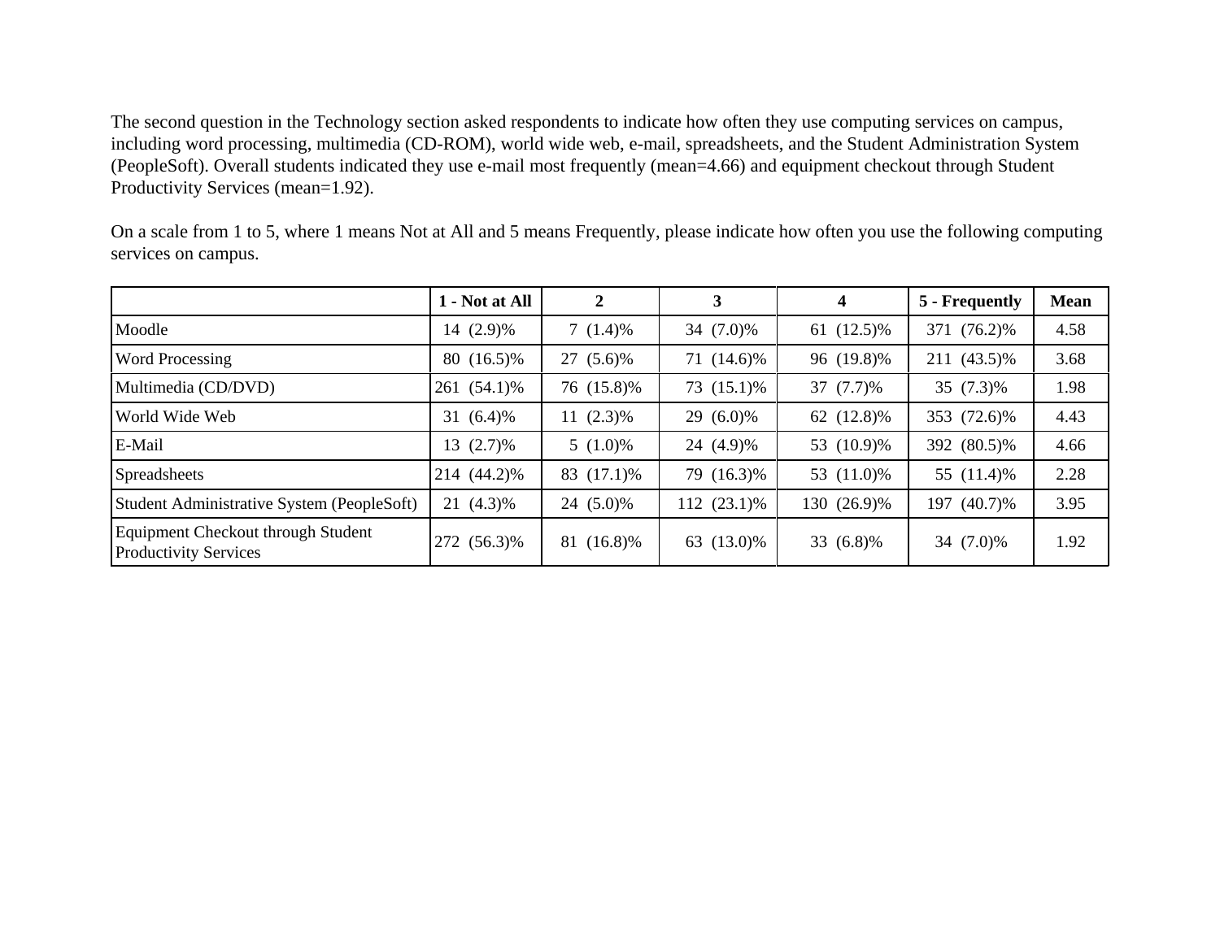The second question in the Technology section asked respondents to indicate how often they use computing services on campus, including word processing, multimedia (CD-ROM), world wide web, e-mail, spreadsheets, and the Student Administration System (PeopleSoft). Overall students indicated they use e-mail most frequently (mean=4.66) and equipment checkout through Student Productivity Services (mean=1.92).

On a scale from 1 to 5, where 1 means Not at All and 5 means Frequently, please indicate how often you use the following computing services on campus.

| | 1 - Not at All | 2 | 3 | 4 | 5 - Frequently | Mean |
|---|---|---|---|---|---|---|
| Moodle | 14 (2.9)% | 7 (1.4)% | 34 (7.0)% | 61 (12.5)% | 371 (76.2)% | 4.58 |
| Word Processing | 80 (16.5)% | 27 (5.6)% | 71 (14.6)% | 96 (19.8)% | 211 (43.5)% | 3.68 |
| Multimedia (CD/DVD) | 261 (54.1)% | 76 (15.8)% | 73 (15.1)% | 37 (7.7)% | 35 (7.3)% | 1.98 |
| World Wide Web | 31 (6.4)% | 11 (2.3)% | 29 (6.0)% | 62 (12.8)% | 353 (72.6)% | 4.43 |
| E-Mail | 13 (2.7)% | 5 (1.0)% | 24 (4.9)% | 53 (10.9)% | 392 (80.5)% | 4.66 |
| Spreadsheets | 214 (44.2)% | 83 (17.1)% | 79 (16.3)% | 53 (11.0)% | 55 (11.4)% | 2.28 |
| Student Administrative System (PeopleSoft) | 21 (4.3)% | 24 (5.0)% | 112 (23.1)% | 130 (26.9)% | 197 (40.7)% | 3.95 |
| Equipment Checkout through Student Productivity Services | 272 (56.3)% | 81 (16.8)% | 63 (13.0)% | 33 (6.8)% | 34 (7.0)% | 1.92 |